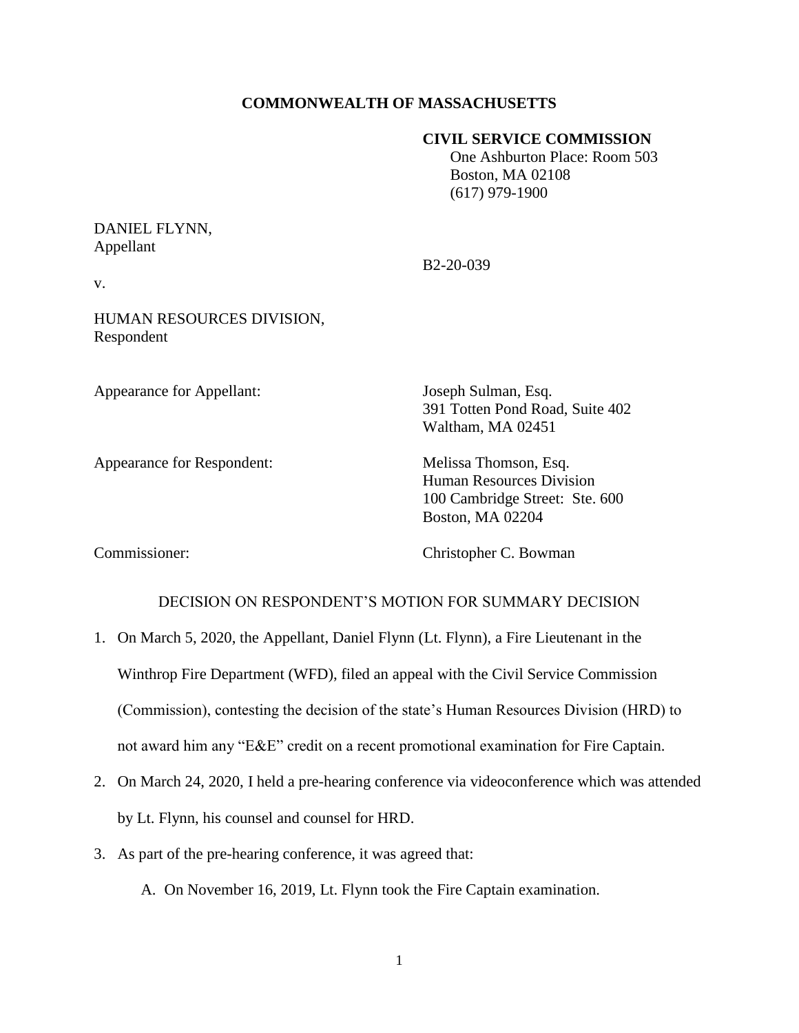**COMMONWEALTH OF MASSACHUSETTS**

**CIVIL SERVICE COMMISSION**
One Ashburton Place: Room 503
Boston, MA 02108
(617) 979-1900

DANIEL FLYNN,
Appellant

B2-20-039

v.

HUMAN RESOURCES DIVISION,
Respondent

Appearance for Appellant: Joseph Sulman, Esq.
391 Totten Pond Road, Suite 402
Waltham, MA 02451

Appearance for Respondent: Melissa Thomson, Esq.
Human Resources Division
100 Cambridge Street: Ste. 600
Boston, MA 02204

Commissioner: Christopher C. Bowman

DECISION ON RESPONDENT'S MOTION FOR SUMMARY DECISION

1. On March 5, 2020, the Appellant, Daniel Flynn (Lt. Flynn), a Fire Lieutenant in the Winthrop Fire Department (WFD), filed an appeal with the Civil Service Commission (Commission), contesting the decision of the state's Human Resources Division (HRD) to not award him any "E&E" credit on a recent promotional examination for Fire Captain.
2. On March 24, 2020, I held a pre-hearing conference via videoconference which was attended by Lt. Flynn, his counsel and counsel for HRD.
3. As part of the pre-hearing conference, it was agreed that:
   A. On November 16, 2019, Lt. Flynn took the Fire Captain examination.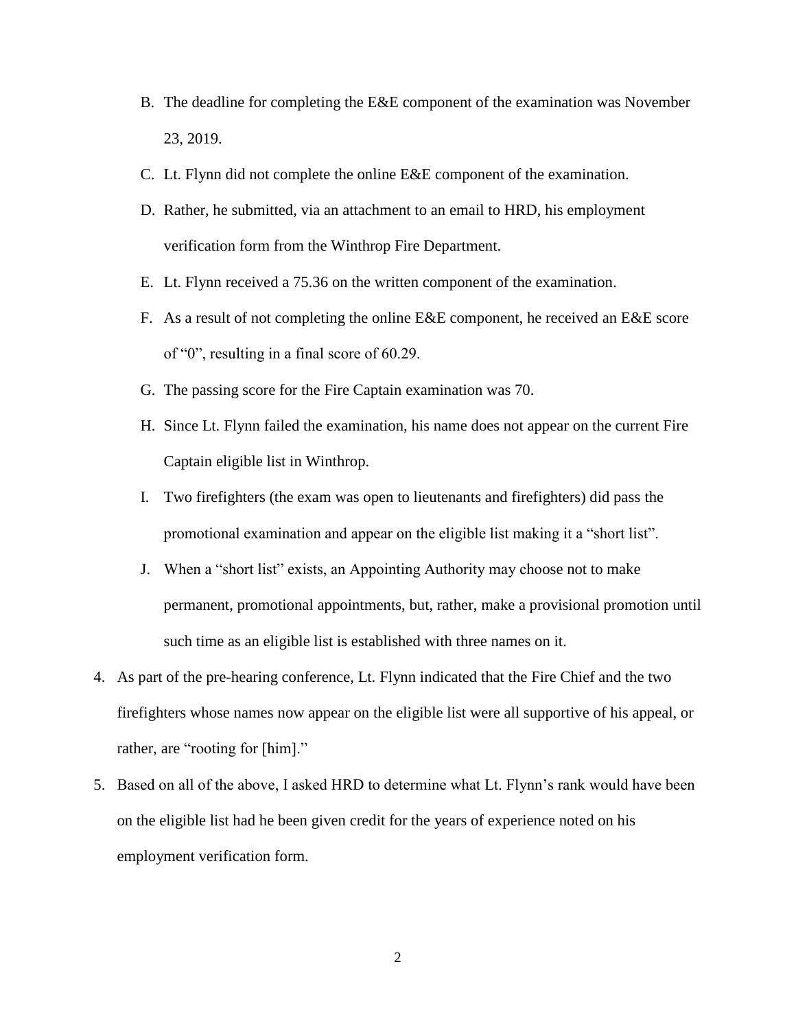B. The deadline for completing the E&E component of the examination was November 23, 2019.

C. Lt. Flynn did not complete the online E&E component of the examination.

D. Rather, he submitted, via an attachment to an email to HRD, his employment verification form from the Winthrop Fire Department.

E. Lt. Flynn received a 75.36 on the written component of the examination.

F. As a result of not completing the online E&E component, he received an E&E score of "0", resulting in a final score of 60.29.

G. The passing score for the Fire Captain examination was 70.

H. Since Lt. Flynn failed the examination, his name does not appear on the current Fire Captain eligible list in Winthrop.

I. Two firefighters (the exam was open to lieutenants and firefighters) did pass the promotional examination and appear on the eligible list making it a "short list".

J. When a "short list" exists, an Appointing Authority may choose not to make permanent, promotional appointments, but, rather, make a provisional promotion until such time as an eligible list is established with three names on it.

4. As part of the pre-hearing conference, Lt. Flynn indicated that the Fire Chief and the two firefighters whose names now appear on the eligible list were all supportive of his appeal, or rather, are "rooting for [him]."

5. Based on all of the above, I asked HRD to determine what Lt. Flynn's rank would have been on the eligible list had he been given credit for the years of experience noted on his employment verification form.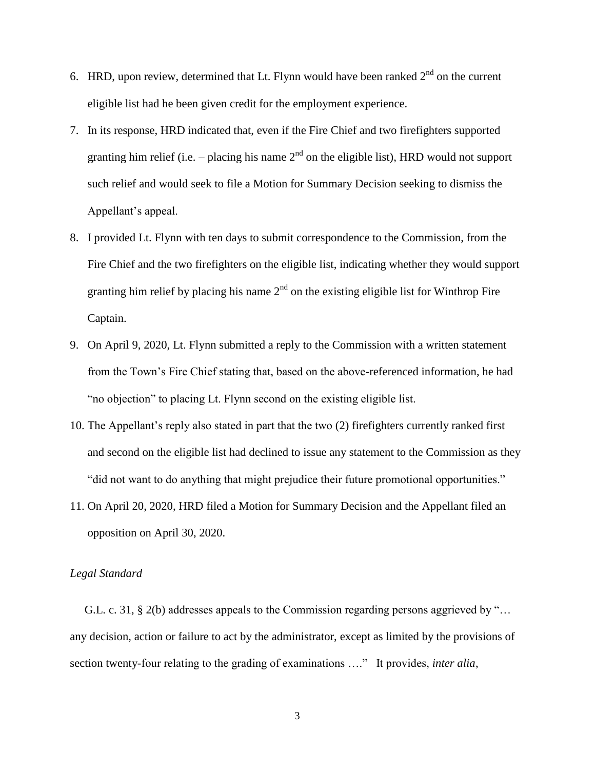6. HRD, upon review, determined that Lt. Flynn would have been ranked 2nd on the current eligible list had he been given credit for the employment experience.
7. In its response, HRD indicated that, even if the Fire Chief and two firefighters supported granting him relief (i.e. – placing his name 2nd on the eligible list), HRD would not support such relief and would seek to file a Motion for Summary Decision seeking to dismiss the Appellant's appeal.
8. I provided Lt. Flynn with ten days to submit correspondence to the Commission, from the Fire Chief and the two firefighters on the eligible list, indicating whether they would support granting him relief by placing his name 2nd on the existing eligible list for Winthrop Fire Captain.
9. On April 9, 2020, Lt. Flynn submitted a reply to the Commission with a written statement from the Town's Fire Chief stating that, based on the above-referenced information, he had "no objection" to placing Lt. Flynn second on the existing eligible list.
10. The Appellant's reply also stated in part that the two (2) firefighters currently ranked first and second on the eligible list had declined to issue any statement to the Commission as they "did not want to do anything that might prejudice their future promotional opportunities."
11. On April 20, 2020, HRD filed a Motion for Summary Decision and the Appellant filed an opposition on April 30, 2020.

*Legal Standard*

G.L. c. 31, § 2(b) addresses appeals to the Commission regarding persons aggrieved by "… any decision, action or failure to act by the administrator, except as limited by the provisions of section twenty-four relating to the grading of examinations …." It provides, *inter alia*,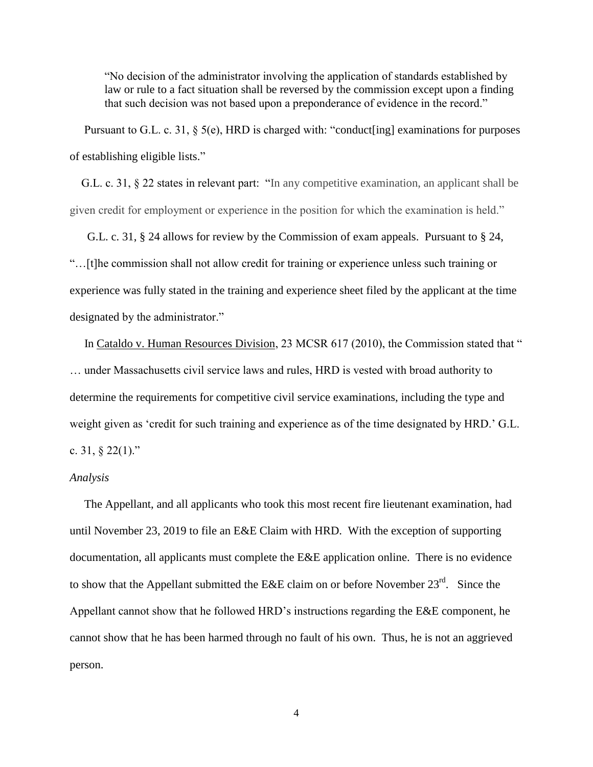> "No decision of the administrator involving the application of standards established by law or rule to a fact situation shall be reversed by the commission except upon a finding that such decision was not based upon a preponderance of evidence in the record."

Pursuant to G.L. c. 31, § 5(e), HRD is charged with: "conduct[ing] examinations for purposes of establishing eligible lists."

G.L. c. 31, § 22 states in relevant part: "In any competitive examination, an applicant shall be given credit for employment or experience in the position for which the examination is held."

G.L. c. 31, § 24 allows for review by the Commission of exam appeals. Pursuant to § 24, "…[t]he commission shall not allow credit for training or experience unless such training or experience was fully stated in the training and experience sheet filed by the applicant at the time designated by the administrator."

In Cataldo v. Human Resources Division, 23 MCSR 617 (2010), the Commission stated that " … under Massachusetts civil service laws and rules, HRD is vested with broad authority to determine the requirements for competitive civil service examinations, including the type and weight given as 'credit for such training and experience as of the time designated by HRD.' G.L. c. 31, § 22(1)."

*Analysis*

The Appellant, and all applicants who took this most recent fire lieutenant examination, had until November 23, 2019 to file an E&E Claim with HRD. With the exception of supporting documentation, all applicants must complete the E&E application online. There is no evidence to show that the Appellant submitted the E&E claim on or before November 23rd. Since the Appellant cannot show that he followed HRD's instructions regarding the E&E component, he cannot show that he has been harmed through no fault of his own. Thus, he is not an aggrieved person.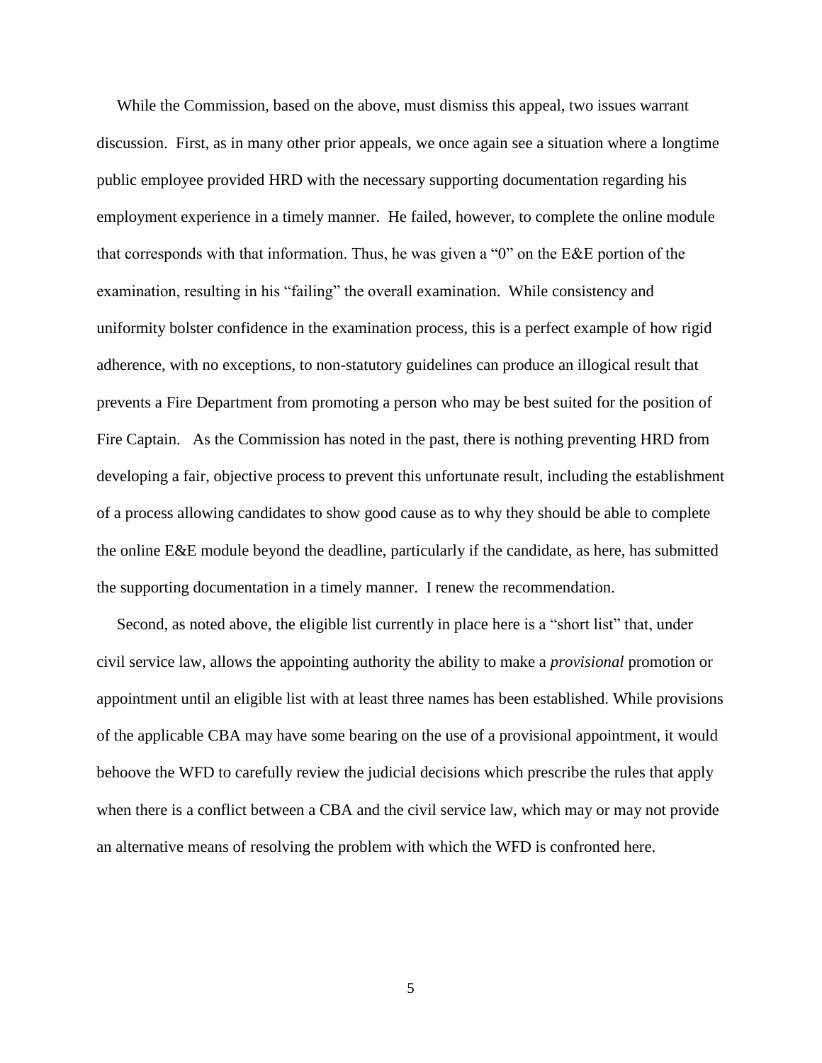While the Commission, based on the above, must dismiss this appeal, two issues warrant discussion. First, as in many other prior appeals, we once again see a situation where a longtime public employee provided HRD with the necessary supporting documentation regarding his employment experience in a timely manner. He failed, however, to complete the online module that corresponds with that information. Thus, he was given a "0" on the E&E portion of the examination, resulting in his "failing" the overall examination. While consistency and uniformity bolster confidence in the examination process, this is a perfect example of how rigid adherence, with no exceptions, to non-statutory guidelines can produce an illogical result that prevents a Fire Department from promoting a person who may be best suited for the position of Fire Captain. As the Commission has noted in the past, there is nothing preventing HRD from developing a fair, objective process to prevent this unfortunate result, including the establishment of a process allowing candidates to show good cause as to why they should be able to complete the online E&E module beyond the deadline, particularly if the candidate, as here, has submitted the supporting documentation in a timely manner. I renew the recommendation.

Second, as noted above, the eligible list currently in place here is a "short list" that, under civil service law, allows the appointing authority the ability to make a *provisional* promotion or appointment until an eligible list with at least three names has been established. While provisions of the applicable CBA may have some bearing on the use of a provisional appointment, it would behoove the WFD to carefully review the judicial decisions which prescribe the rules that apply when there is a conflict between a CBA and the civil service law, which may or may not provide an alternative means of resolving the problem with which the WFD is confronted here.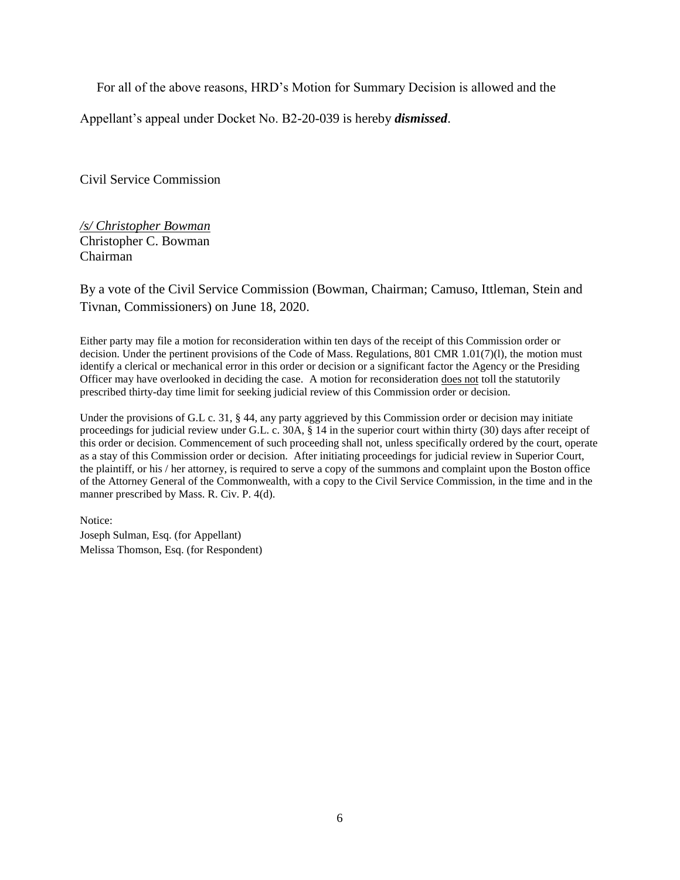For all of the above reasons, HRD's Motion for Summary Decision is allowed and the Appellant's appeal under Docket No. B2-20-039 is hereby ***dismissed***.

Civil Service Commission

*/s/ Christopher Bowman*
Christopher C. Bowman
Chairman

By a vote of the Civil Service Commission (Bowman, Chairman; Camuso, Ittleman, Stein and Tivnan, Commissioners) on June 18, 2020.

Either party may file a motion for reconsideration within ten days of the receipt of this Commission order or decision. Under the pertinent provisions of the Code of Mass. Regulations, 801 CMR 1.01(7)(l), the motion must identify a clerical or mechanical error in this order or decision or a significant factor the Agency or the Presiding Officer may have overlooked in deciding the case. A motion for reconsideration does not toll the statutorily prescribed thirty-day time limit for seeking judicial review of this Commission order or decision.

Under the provisions of G.L c. 31, § 44, any party aggrieved by this Commission order or decision may initiate proceedings for judicial review under G.L. c. 30A, § 14 in the superior court within thirty (30) days after receipt of this order or decision. Commencement of such proceeding shall not, unless specifically ordered by the court, operate as a stay of this Commission order or decision. After initiating proceedings for judicial review in Superior Court, the plaintiff, or his / her attorney, is required to serve a copy of the summons and complaint upon the Boston office of the Attorney General of the Commonwealth, with a copy to the Civil Service Commission, in the time and in the manner prescribed by Mass. R. Civ. P. 4(d).

Notice:
Joseph Sulman, Esq. (for Appellant)
Melissa Thomson, Esq. (for Respondent)